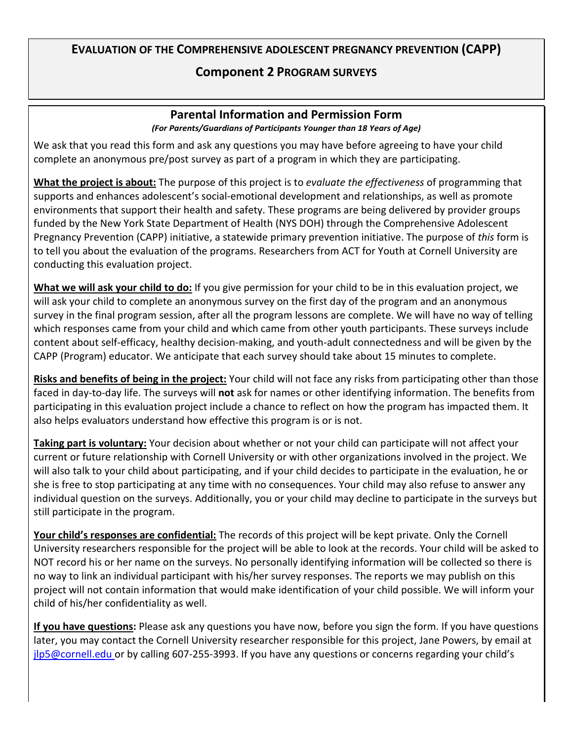# EVALUATION OF THE COMPREHENSIVE ADOLESCENT PREGNANCY PREVENTION (CAPP)

## Component 2 PROGRAM SURVEYS

### Parental Information and Permission Form

***(For Parents/Guardians of Participants Younger than 18 Years of Age)***

We ask that you read this form and ask any questions you may have before agreeing to have your child complete an anonymous pre/post survey as part of a program in which they are participating.

**What the project is about:** The purpose of this project is to *evaluate the effectiveness* of programming that supports and enhances adolescent's social-emotional development and relationships, as well as promote environments that support their health and safety. These programs are being delivered by provider groups funded by the New York State Department of Health (NYS DOH) through the Comprehensive Adolescent Pregnancy Prevention (CAPP) initiative, a statewide primary prevention initiative. The purpose of *this* form is to tell you about the evaluation of the programs. Researchers from ACT for Youth at Cornell University are conducting this evaluation project.

**What we will ask your child to do:** If you give permission for your child to be in this evaluation project, we will ask your child to complete an anonymous survey on the first day of the program and an anonymous survey in the final program session, after all the program lessons are complete. We will have no way of telling which responses came from your child and which came from other youth participants. These surveys include content about self-efficacy, healthy decision-making, and youth-adult connectedness and will be given by the CAPP (Program) educator. We anticipate that each survey should take about 15 minutes to complete.

**Risks and benefits of being in the project:** Your child will not face any risks from participating other than those faced in day-to-day life. The surveys will **not** ask for names or other identifying information. The benefits from participating in this evaluation project include a chance to reflect on how the program has impacted them. It also helps evaluators understand how effective this program is or is not.

**Taking part is voluntary:** Your decision about whether or not your child can participate will not affect your current or future relationship with Cornell University or with other organizations involved in the project. We will also talk to your child about participating, and if your child decides to participate in the evaluation, he or she is free to stop participating at any time with no consequences. Your child may also refuse to answer any individual question on the surveys. Additionally, you or your child may decline to participate in the surveys but still participate in the program.

**Your child's responses are confidential:** The records of this project will be kept private. Only the Cornell University researchers responsible for the project will be able to look at the records. Your child will be asked to NOT record his or her name on the surveys. No personally identifying information will be collected so there is no way to link an individual participant with his/her survey responses. The reports we may publish on this project will not contain information that would make identification of your child possible. We will inform your child of his/her confidentiality as well.

**If you have questions:** Please ask any questions you have now, before you sign the form. If you have questions later, you may contact the Cornell University researcher responsible for this project, Jane Powers, by email at jlp5@cornell.edu or by calling 607-255-3993. If you have any questions or concerns regarding your child's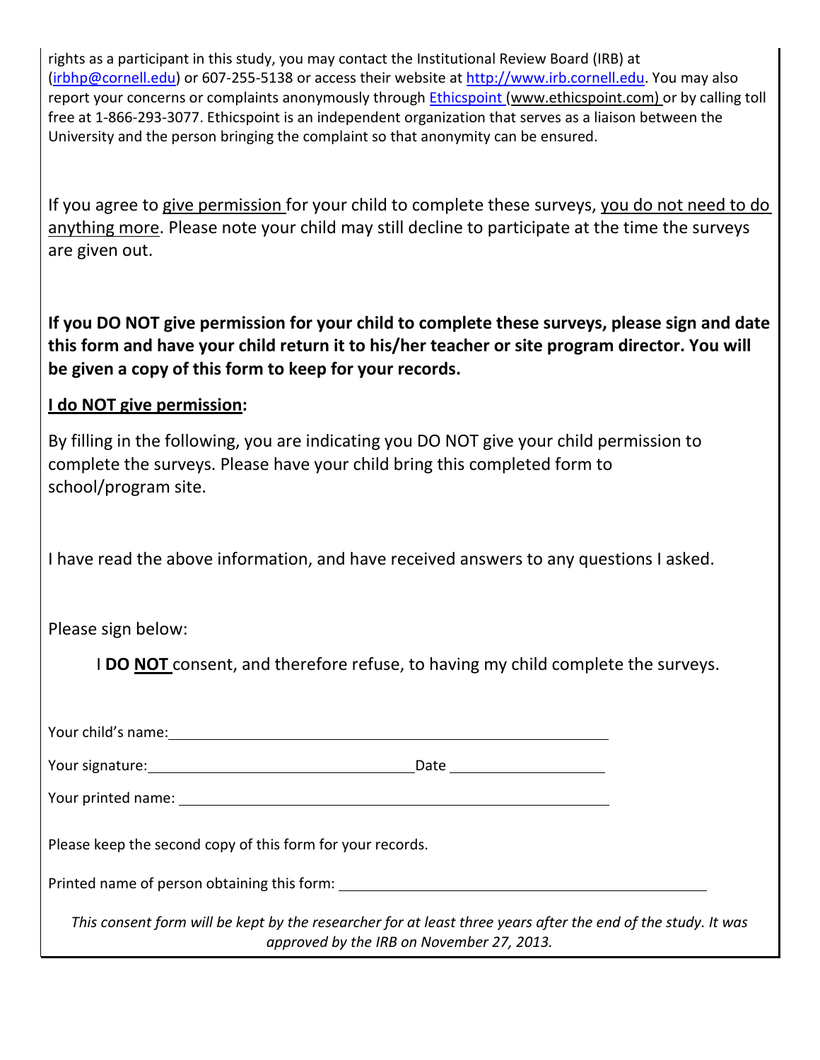rights as a participant in this study, you may contact the Institutional Review Board (IRB) at (irbhp@cornell.edu) or 607-255-5138 or access their website at http://www.irb.cornell.edu. You may also report your concerns or complaints anonymously through Ethicspoint (www.ethicspoint.com) or by calling toll free at 1-866-293-3077. Ethicspoint is an independent organization that serves as a liaison between the University and the person bringing the complaint so that anonymity can be ensured.

If you agree to give permission for your child to complete these surveys, you do not need to do anything more. Please note your child may still decline to participate at the time the surveys are given out.

**If you DO NOT give permission for your child to complete these surveys, please sign and date this form and have your child return it to his/her teacher or site program director. You will be given a copy of this form to keep for your records.**

**I do NOT give permission:**

By filling in the following, you are indicating you DO NOT give your child permission to complete the surveys. Please have your child bring this completed form to school/program site.

I have read the above information, and have received answers to any questions I asked.

Please sign below:

I **DO NOT** consent, and therefore refuse, to having my child complete the surveys.

Your child's name: ______________________________

Your signature: ______________________ Date ______________

Your printed name: ______________________________

Please keep the second copy of this form for your records.

Printed name of person obtaining this form: ______________________________

*This consent form will be kept by the researcher for at least three years after the end of the study. It was approved by the IRB on November 27, 2013.*